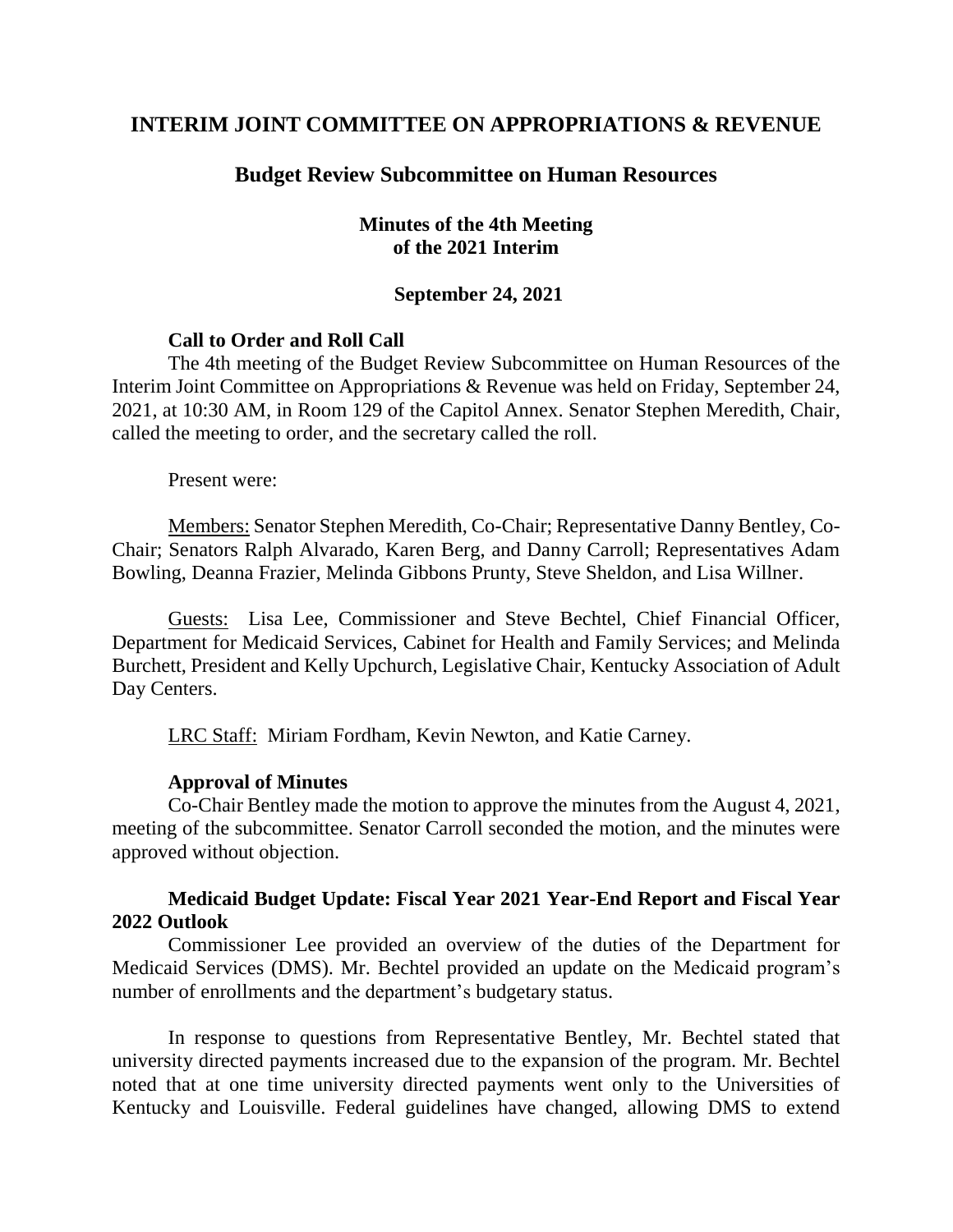# INTERIM JOINT COMMITTEE ON APPROPRIATIONS & REVENUE

## Budget Review Subcommittee on Human Resources

### Minutes of the 4th Meeting of the 2021 Interim

### September 24, 2021

**Call to Order and Roll Call**

The 4th meeting of the Budget Review Subcommittee on Human Resources of the Interim Joint Committee on Appropriations & Revenue was held on Friday, September 24, 2021, at 10:30 AM, in Room 129 of the Capitol Annex. Senator Stephen Meredith, Chair, called the meeting to order, and the secretary called the roll.

Present were:

Members: Senator Stephen Meredith, Co-Chair; Representative Danny Bentley, Co-Chair; Senators Ralph Alvarado, Karen Berg, and Danny Carroll; Representatives Adam Bowling, Deanna Frazier, Melinda Gibbons Prunty, Steve Sheldon, and Lisa Willner.

Guests: Lisa Lee, Commissioner and Steve Bechtel, Chief Financial Officer, Department for Medicaid Services, Cabinet for Health and Family Services; and Melinda Burchett, President and Kelly Upchurch, Legislative Chair, Kentucky Association of Adult Day Centers.

LRC Staff: Miriam Fordham, Kevin Newton, and Katie Carney.

**Approval of Minutes**

Co-Chair Bentley made the motion to approve the minutes from the August 4, 2021, meeting of the subcommittee. Senator Carroll seconded the motion, and the minutes were approved without objection.

**Medicaid Budget Update: Fiscal Year 2021 Year-End Report and Fiscal Year 2022 Outlook**

Commissioner Lee provided an overview of the duties of the Department for Medicaid Services (DMS). Mr. Bechtel provided an update on the Medicaid program's number of enrollments and the department's budgetary status.

In response to questions from Representative Bentley, Mr. Bechtel stated that university directed payments increased due to the expansion of the program. Mr. Bechtel noted that at one time university directed payments went only to the Universities of Kentucky and Louisville. Federal guidelines have changed, allowing DMS to extend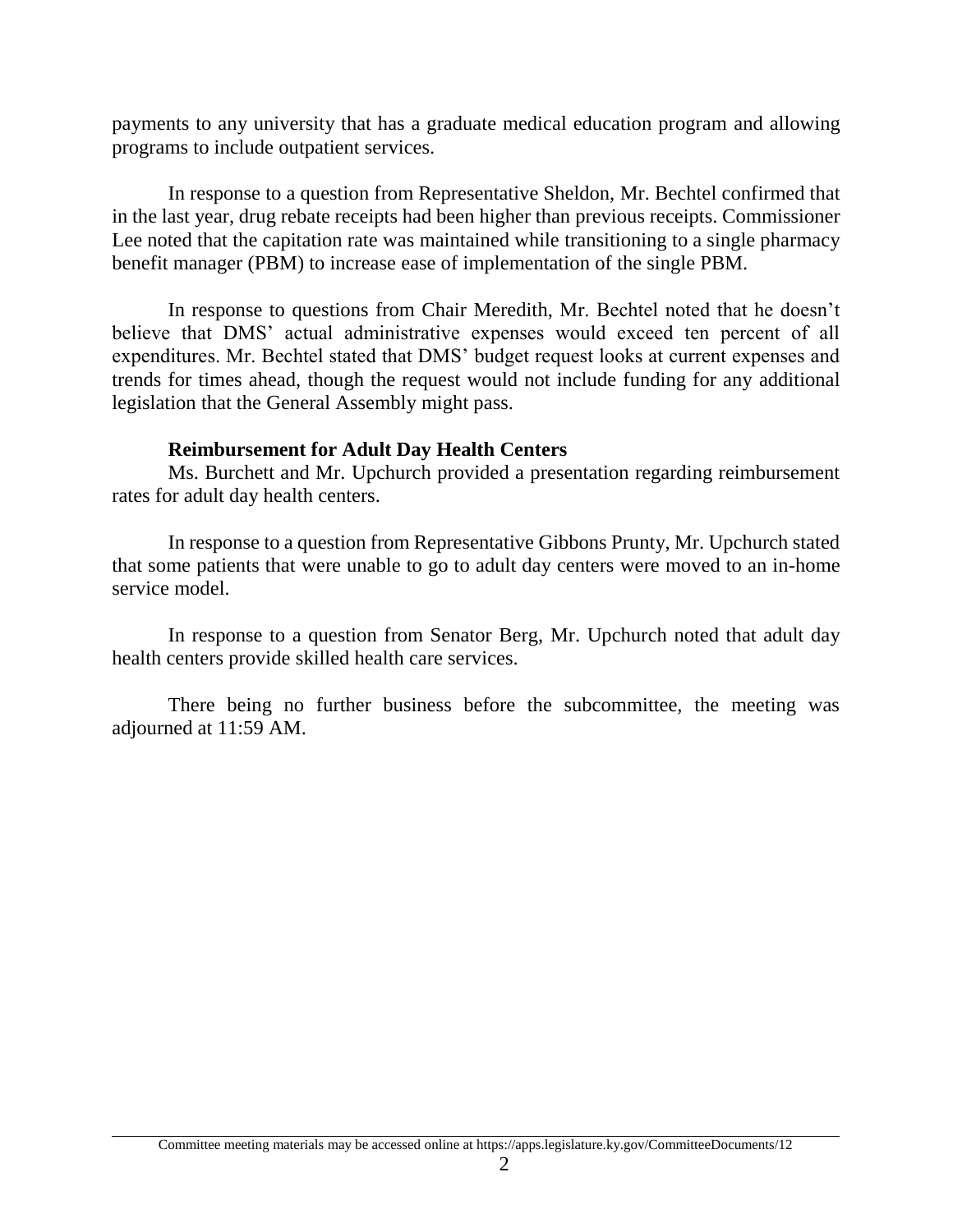payments to any university that has a graduate medical education program and allowing programs to include outpatient services.

In response to a question from Representative Sheldon, Mr. Bechtel confirmed that in the last year, drug rebate receipts had been higher than previous receipts. Commissioner Lee noted that the capitation rate was maintained while transitioning to a single pharmacy benefit manager (PBM) to increase ease of implementation of the single PBM.

In response to questions from Chair Meredith, Mr. Bechtel noted that he doesn't believe that DMS' actual administrative expenses would exceed ten percent of all expenditures. Mr. Bechtel stated that DMS' budget request looks at current expenses and trends for times ahead, though the request would not include funding for any additional legislation that the General Assembly might pass.

**Reimbursement for Adult Day Health Centers**

Ms. Burchett and Mr. Upchurch provided a presentation regarding reimbursement rates for adult day health centers.

In response to a question from Representative Gibbons Prunty, Mr. Upchurch stated that some patients that were unable to go to adult day centers were moved to an in-home service model.

In response to a question from Senator Berg, Mr. Upchurch noted that adult day health centers provide skilled health care services.

There being no further business before the subcommittee, the meeting was adjourned at 11:59 AM.

Committee meeting materials may be accessed online at https://apps.legislature.ky.gov/CommitteeDocuments/12